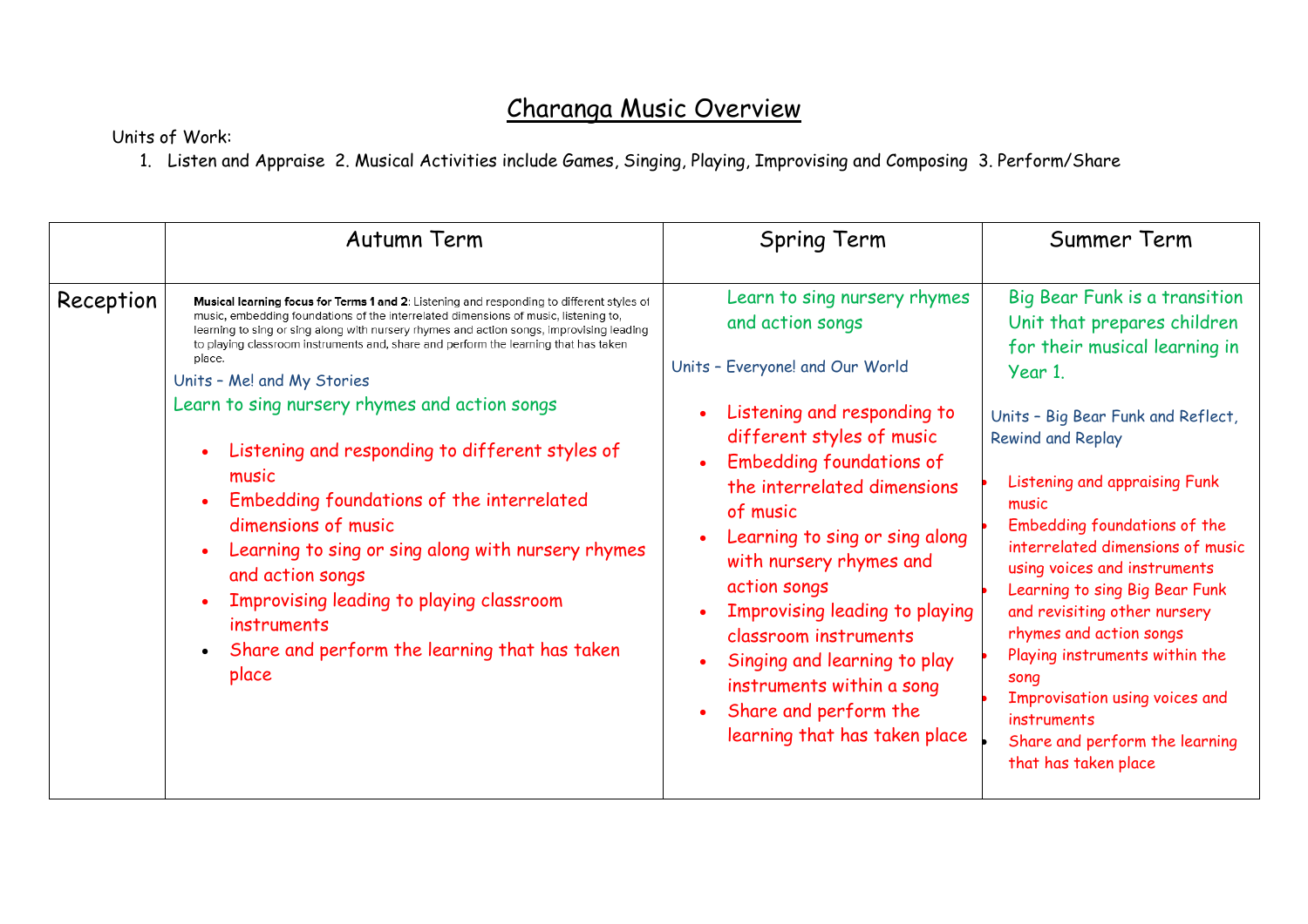# Charanga Music Overview

Units of Work:

1. Listen and Appraise 2. Musical Activities include Games, Singing, Playing, Improvising and Composing 3. Perform/Share

| | Autumn Term | Spring Term | Summer Term |
|---|---|---|---|
| Reception | **Musical learning focus for Terms 1 and 2**: Listening and responding to different styles of music, embedding foundations of the interrelated dimensions of music, listening to, learning to sing or sing along with nursery rhymes and action songs, improvising leading to playing classroom instruments and, share and perform the learning that has taken place.<br>Units – Me! and My Stories<br>Learn to sing nursery rhymes and action songs<br>• Listening and responding to different styles of music<br>• Embedding foundations of the interrelated dimensions of music<br>• Learning to sing or sing along with nursery rhymes and action songs<br>• Improvising leading to playing classroom instruments<br>• Share and perform the learning that has taken place | Learn to sing nursery rhymes and action songs<br>Units – Everyone! and Our World<br>• Listening and responding to different styles of music<br>• Embedding foundations of the interrelated dimensions of music<br>• Learning to sing or sing along with nursery rhymes and action songs<br>• Improvising leading to playing classroom instruments<br>• Singing and learning to play instruments within a song<br>• Share and perform the learning that has taken place | Big Bear Funk is a transition Unit that prepares children for their musical learning in Year 1.<br>Units – Big Bear Funk and Reflect, Rewind and Replay<br>• Listening and appraising Funk music<br>• Embedding foundations of the interrelated dimensions of music using voices and instruments<br>• Learning to sing Big Bear Funk and revisiting other nursery rhymes and action songs<br>• Playing instruments within the song<br>• Improvisation using voices and instruments<br>• Share and perform the learning that has taken place |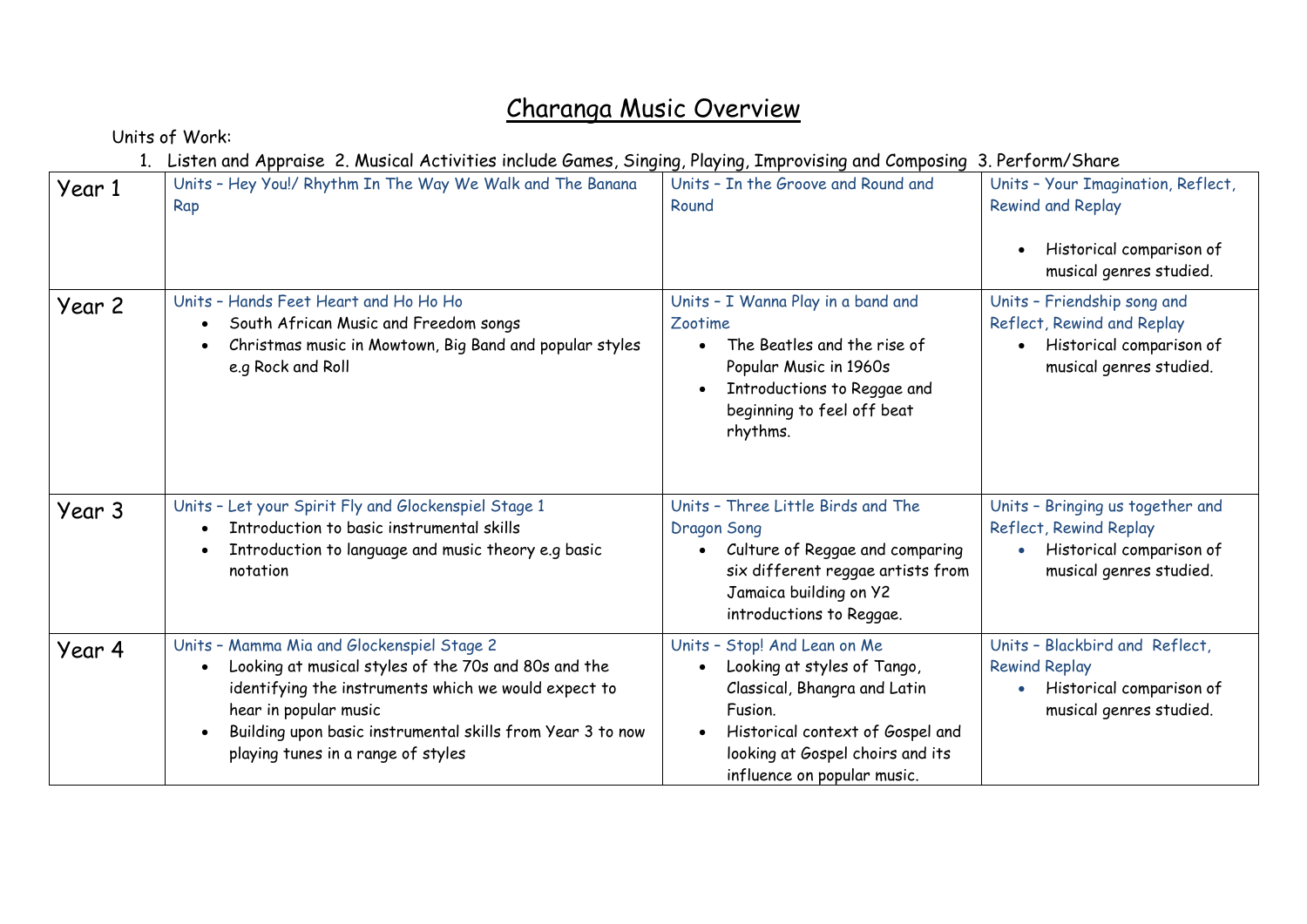# Charanga Music Overview

Units of Work:

1. Listen and Appraise 2. Musical Activities include Games, Singing, Playing, Improvising and Composing 3. Perform/Share

| | | | |
|---|---|---|---|
| Year 1 | Units – Hey You!/ Rhythm In The Way We Walk and The Banana Rap | Units – In the Groove and Round and Round | Units – Your Imagination, Reflect, Rewind and Replay<br><br>• Historical comparison of musical genres studied. |
| Year 2 | Units – Hands Feet Heart and Ho Ho Ho<br>• South African Music and Freedom songs<br>• Christmas music in Mowtown, Big Band and popular styles e.g Rock and Roll | Units – I Wanna Play in a band and Zootime<br>• The Beatles and the rise of Popular Music in 1960s<br>• Introductions to Reggae and beginning to feel off beat rhythms. | Units – Friendship song and Reflect, Rewind and Replay<br>• Historical comparison of musical genres studied. |
| Year 3 | Units – Let your Spirit Fly and Glockenspiel Stage 1<br>• Introduction to basic instrumental skills<br>• Introduction to language and music theory e.g basic notation | Units – Three Little Birds and The Dragon Song<br>• Culture of Reggae and comparing six different reggae artists from Jamaica building on Y2 introductions to Reggae. | Units – Bringing us together and Reflect, Rewind Replay<br>• Historical comparison of musical genres studied. |
| Year 4 | Units – Mamma Mia and Glockenspiel Stage 2<br>• Looking at musical styles of the 70s and 80s and the identifying the instruments which we would expect to hear in popular music<br>• Building upon basic instrumental skills from Year 3 to now playing tunes in a range of styles | Units – Stop! And Lean on Me<br>• Looking at styles of Tango, Classical, Bhangra and Latin Fusion.<br>• Historical context of Gospel and looking at Gospel choirs and its influence on popular music. | Units – Blackbird and Reflect, Rewind Replay<br>• Historical comparison of musical genres studied. |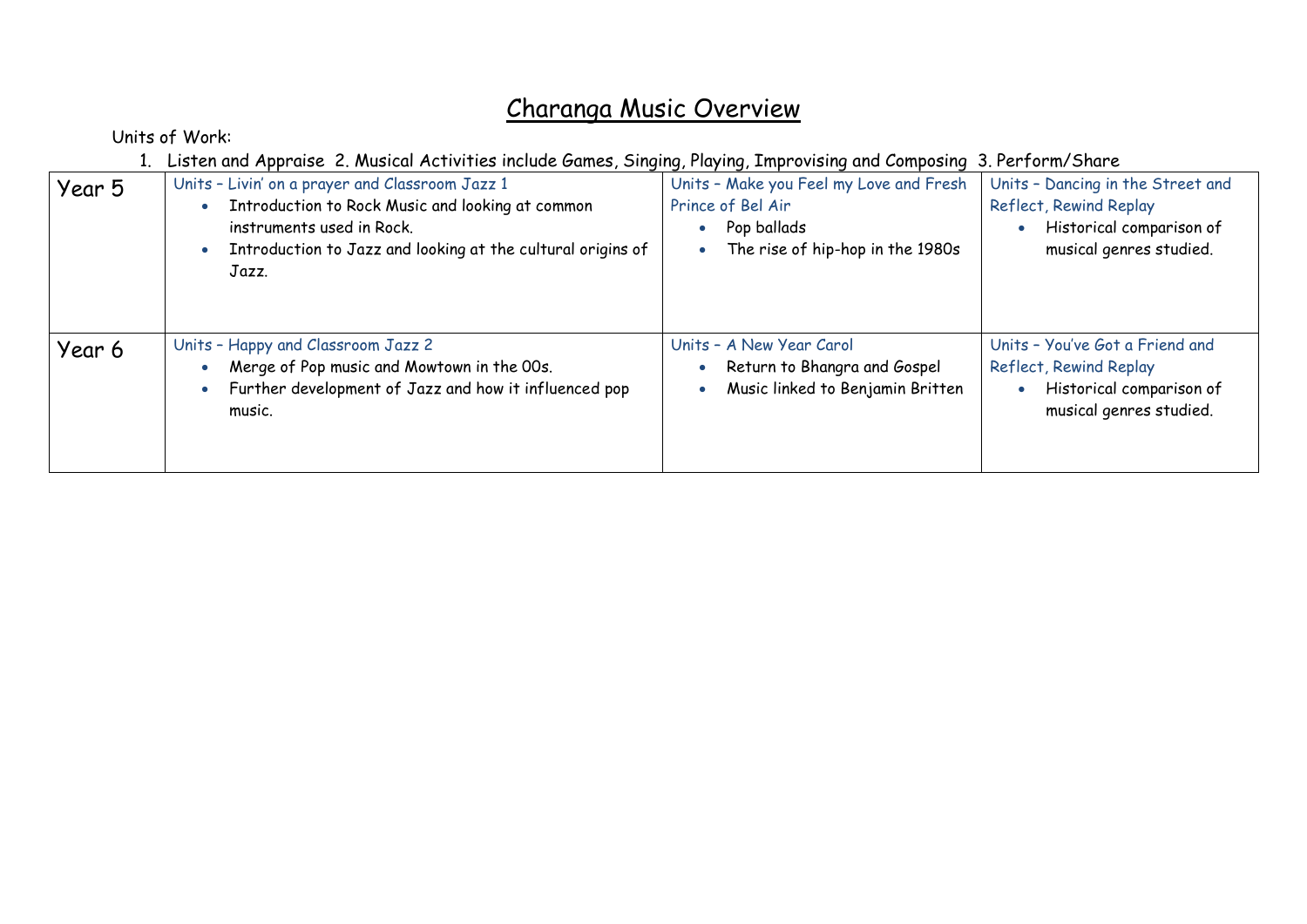# Charanga Music Overview

Units of Work:

1. Listen and Appraise 2. Musical Activities include Games, Singing, Playing, Improvising and Composing 3. Perform/Share

| | | | |
|---|---|---|---|
| Year 5 | Units – Livin' on a prayer and Classroom Jazz 1<br>• Introduction to Rock Music and looking at common instruments used in Rock.<br>• Introduction to Jazz and looking at the cultural origins of Jazz. | Units – Make you Feel my Love and Fresh Prince of Bel Air<br>• Pop ballads<br>• The rise of hip-hop in the 1980s | Units – Dancing in the Street and Reflect, Rewind Replay<br>• Historical comparison of musical genres studied. |
| Year 6 | Units – Happy and Classroom Jazz 2<br>• Merge of Pop music and Mowtown in the 00s.<br>• Further development of Jazz and how it influenced pop music. | Units – A New Year Carol<br>• Return to Bhangra and Gospel<br>• Music linked to Benjamin Britten | Units – You've Got a Friend and Reflect, Rewind Replay<br>• Historical comparison of musical genres studied. |